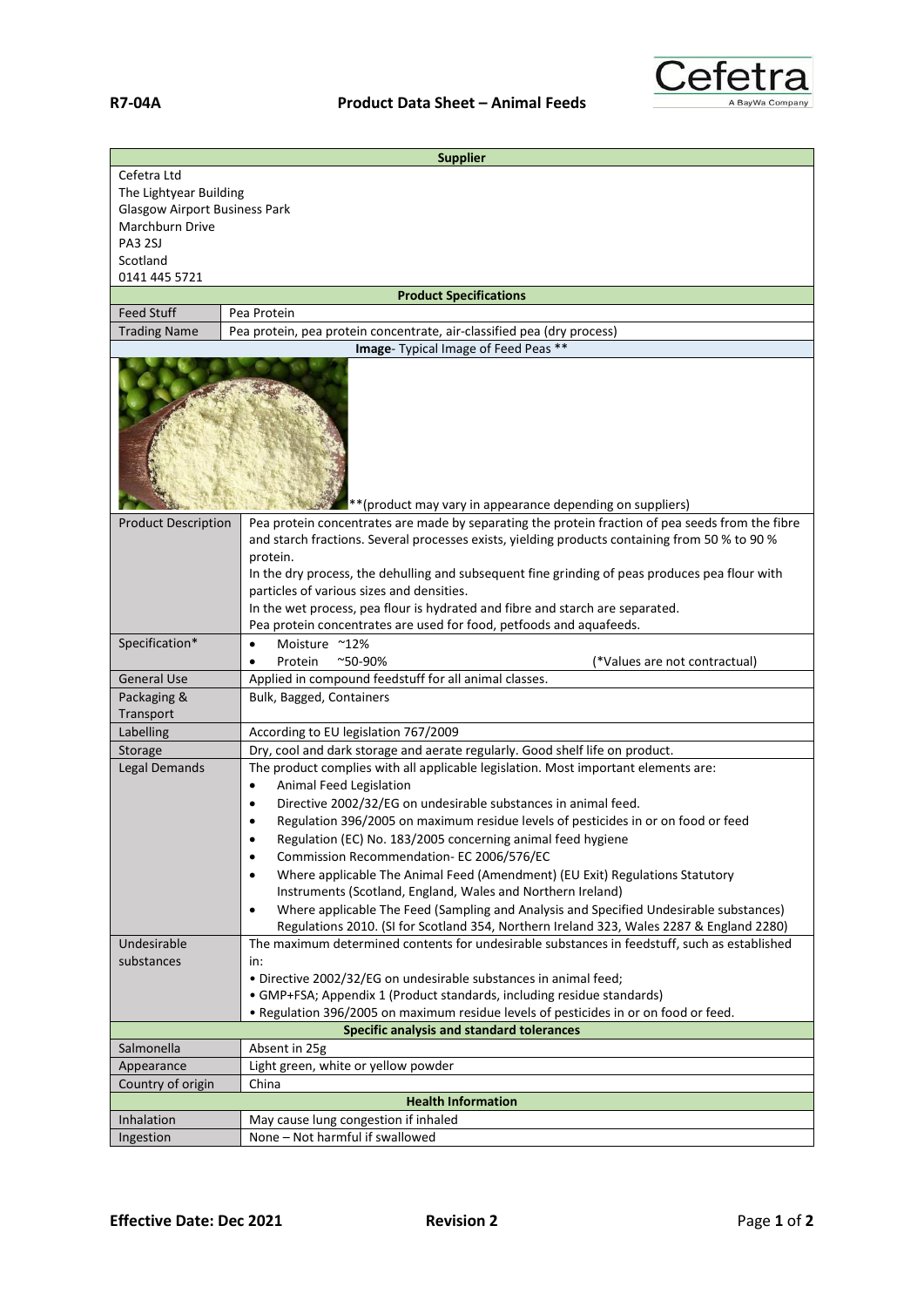**R7-04A** **Product Data Sheet – Animal Feeds**

Cefetra
A BayWa Company

| Supplier | |
|---|---|
| Cefetra Ltd<br>The Lightyear Building<br>Glasgow Airport Business Park<br>Marchburn Drive<br>PA3 2SJ<br>Scotland<br>0141 445 5721 | |
| **Product Specifications** | |
| Feed Stuff | Pea Protein |
| Trading Name | Pea protein, pea protein concentrate, air-classified pea (dry process) |
| **Image**- Typical Image of Feed Peas ** | |
| **(product may vary in appearance depending on suppliers) | |
| Product Description | Pea protein concentrates are made by separating the protein fraction of pea seeds from the fibre and starch fractions. Several processes exists, yielding products containing from 50 % to 90 % protein.<br>In the dry process, the dehulling and subsequent fine grinding of peas produces pea flour with particles of various sizes and densities.<br>In the wet process, pea flour is hydrated and fibre and starch are separated.<br>Pea protein concentrates are used for food, petfoods and aquafeeds. |
| Specification* | • Moisture ~12%<br>• Protein ~50-90% (*Values are not contractual) |
| General Use | Applied in compound feedstuff for all animal classes. |
| Packaging & Transport | Bulk, Bagged, Containers |
| Labelling | According to EU legislation 767/2009 |
| Storage | Dry, cool and dark storage and aerate regularly. Good shelf life on product. |
| Legal Demands | The product complies with all applicable legislation. Most important elements are:<br>• Animal Feed Legislation<br>• Directive 2002/32/EG on undesirable substances in animal feed.<br>• Regulation 396/2005 on maximum residue levels of pesticides in or on food or feed<br>• Regulation (EC) No. 183/2005 concerning animal feed hygiene<br>• Commission Recommendation- EC 2006/576/EC<br>• Where applicable The Animal Feed (Amendment) (EU Exit) Regulations Statutory Instruments (Scotland, England, Wales and Northern Ireland)<br>• Where applicable The Feed (Sampling and Analysis and Specified Undesirable substances) Regulations 2010. (SI for Scotland 354, Northern Ireland 323, Wales 2287 & England 2280) |
| Undesirable substances | The maximum determined contents for undesirable substances in feedstuff, such as established in:<br>• Directive 2002/32/EG on undesirable substances in animal feed;<br>• GMP+FSA; Appendix 1 (Product standards, including residue standards)<br>• Regulation 396/2005 on maximum residue levels of pesticides in or on food or feed. |
| **Specific analysis and standard tolerances** | |
| Salmonella | Absent in 25g |
| Appearance | Light green, white or yellow powder |
| Country of origin | China |
| **Health Information** | |
| Inhalation | May cause lung congestion if inhaled |
| Ingestion | None – Not harmful if swallowed |

**Effective Date: Dec 2021** **Revision 2**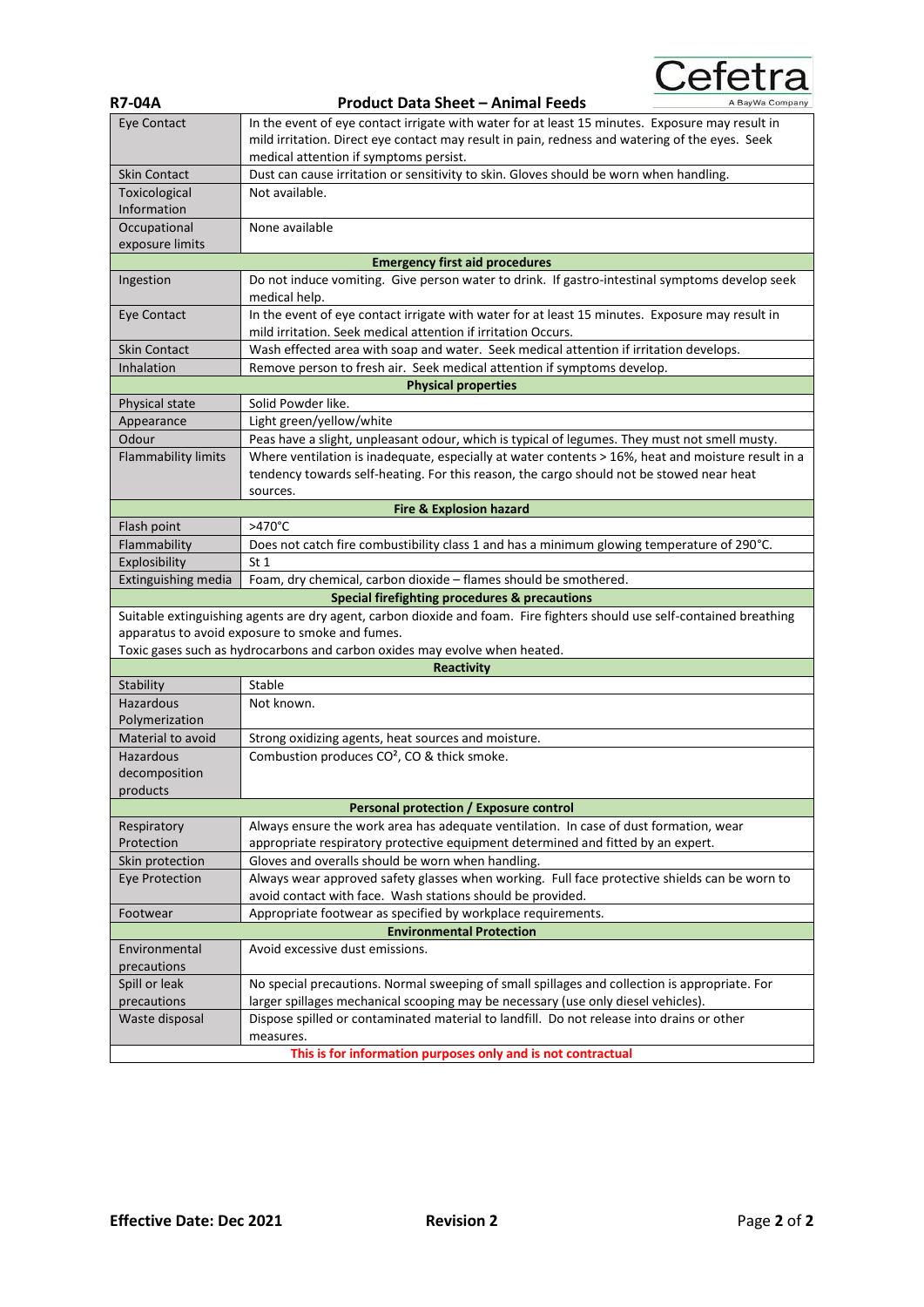| | |
|---|---|
| Eye Contact | In the event of eye contact irrigate with water for at least 15 minutes. Exposure may result in mild irritation. Direct eye contact may result in pain, redness and watering of the eyes. Seek medical attention if symptoms persist. |
| Skin Contact | Dust can cause irritation or sensitivity to skin. Gloves should be worn when handling. |
| Toxicological Information | Not available. |
| Occupational exposure limits | None available |
| **Emergency first aid procedures** | |
| Ingestion | Do not induce vomiting. Give person water to drink. If gastro-intestinal symptoms develop seek medical help. |
| Eye Contact | In the event of eye contact irrigate with water for at least 15 minutes. Exposure may result in mild irritation. Seek medical attention if irritation Occurs. |
| Skin Contact | Wash effected area with soap and water. Seek medical attention if irritation develops. |
| Inhalation | Remove person to fresh air. Seek medical attention if symptoms develop. |
| **Physical properties** | |
| Physical state | Solid Powder like. |
| Appearance | Light green/yellow/white |
| Odour | Peas have a slight, unpleasant odour, which is typical of legumes. They must not smell musty. |
| Flammability limits | Where ventilation is inadequate, especially at water contents > 16%, heat and moisture result in a tendency towards self-heating. For this reason, the cargo should not be stowed near heat sources. |
| **Fire & Explosion hazard** | |
| Flash point | >470°C |
| Flammability | Does not catch fire combustibility class 1 and has a minimum glowing temperature of 290°C. |
| Explosibility | St 1 |
| Extinguishing media | Foam, dry chemical, carbon dioxide – flames should be smothered. |
| **Special firefighting procedures & precautions** | |
| Suitable extinguishing agents are dry agent, carbon dioxide and foam. Fire fighters should use self-contained breathing apparatus to avoid exposure to smoke and fumes. Toxic gases such as hydrocarbons and carbon oxides may evolve when heated. | |
| **Reactivity** | |
| Stability | Stable |
| Hazardous Polymerization | Not known. |
| Material to avoid | Strong oxidizing agents, heat sources and moisture. |
| Hazardous decomposition products | Combustion produces $CO^2$, CO & thick smoke. |
| **Personal protection / Exposure control** | |
| Respiratory Protection | Always ensure the work area has adequate ventilation. In case of dust formation, wear appropriate respiratory protective equipment determined and fitted by an expert. |
| Skin protection | Gloves and overalls should be worn when handling. |
| Eye Protection | Always wear approved safety glasses when working. Full face protective shields can be worn to avoid contact with face. Wash stations should be provided. |
| Footwear | Appropriate footwear as specified by workplace requirements. |
| **Environmental Protection** | |
| Environmental precautions | Avoid excessive dust emissions. |
| Spill or leak precautions | No special precautions. Normal sweeping of small spillages and collection is appropriate. For larger spillages mechanical scooping may be necessary (use only diesel vehicles). |
| Waste disposal | Dispose spilled or contaminated material to landfill. Do not release into drains or other measures. |

**This is for information purposes only and is not contractual**